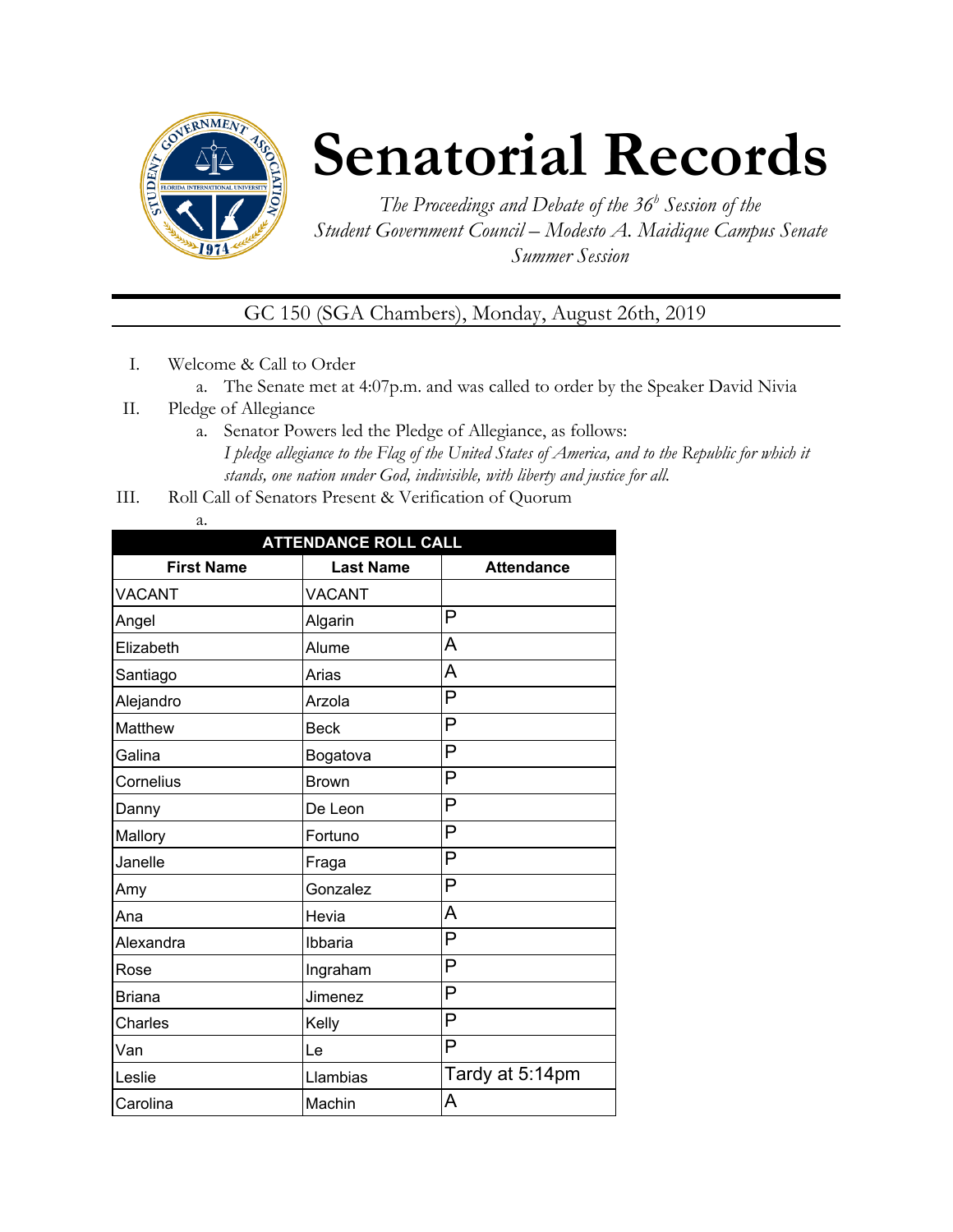# Senatorial Records

*The Proceedings and Debate of the 36^b Session of the Student Government Council – Modesto A. Maidique Campus Senate Summer Session*

GC 150 (SGA Chambers), Monday, August 26th, 2019

I. Welcome & Call to Order
   a. The Senate met at 4:07p.m. and was called to order by the Speaker David Nivia

II. Pledge of Allegiance
   a. Senator Powers led the Pledge of Allegiance, as follows:
   *I pledge allegiance to the Flag of the United States of America, and to the Republic for which it stands, one nation under God, indivisible, with liberty and justice for all.*

III. Roll Call of Senators Present & Verification of Quorum
   a.

| ATTENDANCE ROLL CALL | | |
|---|---|---|
| **First Name** | **Last Name** | **Attendance** |
| VACANT | VACANT | |
| Angel | Algarin | P |
| Elizabeth | Alume | A |
| Santiago | Arias | A |
| Alejandro | Arzola | P |
| Matthew | Beck | P |
| Galina | Bogatova | P |
| Cornelius | Brown | P |
| Danny | De Leon | P |
| Mallory | Fortuno | P |
| Janelle | Fraga | P |
| Amy | Gonzalez | P |
| Ana | Hevia | A |
| Alexandra | Ibbaria | P |
| Rose | Ingraham | P |
| Briana | Jimenez | P |
| Charles | Kelly | P |
| Van | Le | P |
| Leslie | Llambias | Tardy at 5:14pm |
| Carolina | Machin | A |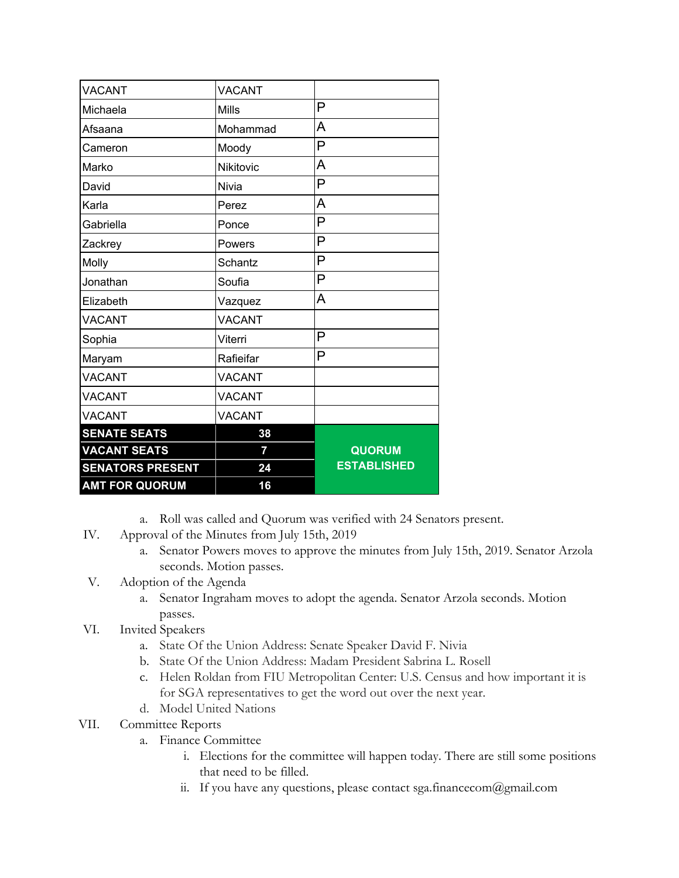| VACANT | VACANT | |
|---|---|---|
| Michaela | Mills | P |
| Afsaana | Mohammad | A |
| Cameron | Moody | P |
| Marko | Nikitovic | A |
| David | Nivia | P |
| Karla | Perez | A |
| Gabriella | Ponce | P |
| Zackrey | Powers | P |
| Molly | Schantz | P |
| Jonathan | Soufia | P |
| Elizabeth | Vazquez | A |
| VACANT | VACANT | |
| Sophia | Viterri | P |
| Maryam | Rafieifar | P |
| VACANT | VACANT | |
| VACANT | VACANT | |
| VACANT | VACANT | |
| **SENATE SEATS** | **38** | **QUORUM ESTABLISHED** |
| **VACANT SEATS** | **7** | |
| **SENATORS PRESENT** | **24** | |
| **AMT FOR QUORUM** | **16** | |

a. Roll was called and Quorum was verified with 24 Senators present.

IV. Approval of the Minutes from July 15th, 2019

a. Senator Powers moves to approve the minutes from July 15th, 2019. Senator Arzola seconds. Motion passes.

V. Adoption of the Agenda

a. Senator Ingraham moves to adopt the agenda. Senator Arzola seconds. Motion passes.

VI. Invited Speakers

a. State Of the Union Address: Senate Speaker David F. Nivia

b. State Of the Union Address: Madam President Sabrina L. Rosell

c. Helen Roldan from FIU Metropolitan Center: U.S. Census and how important it is for SGA representatives to get the word out over the next year.

d. Model United Nations

VII. Committee Reports

a. Finance Committee

i. Elections for the committee will happen today. There are still some positions that need to be filled.

ii. If you have any questions, please contact sga.financecom@gmail.com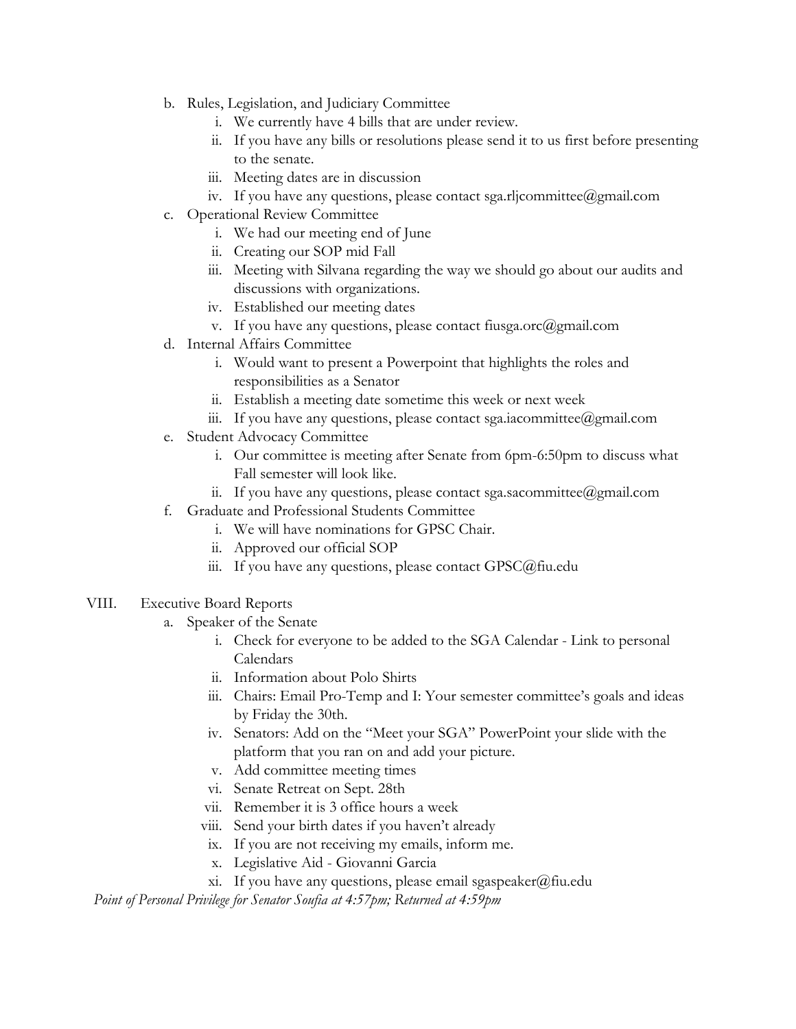b. Rules, Legislation, and Judiciary Committee
    i. We currently have 4 bills that are under review.
    ii. If you have any bills or resolutions please send it to us first before presenting to the senate.
    iii. Meeting dates are in discussion
    iv. If you have any questions, please contact sga.rljcommittee@gmail.com

c. Operational Review Committee
    i. We had our meeting end of June
    ii. Creating our SOP mid Fall
    iii. Meeting with Silvana regarding the way we should go about our audits and discussions with organizations.
    iv. Established our meeting dates
    v. If you have any questions, please contact fiusga.orc@gmail.com

d. Internal Affairs Committee
    i. Would want to present a Powerpoint that highlights the roles and responsibilities as a Senator
    ii. Establish a meeting date sometime this week or next week
    iii. If you have any questions, please contact sga.iacommittee@gmail.com

e. Student Advocacy Committee
    i. Our committee is meeting after Senate from 6pm-6:50pm to discuss what Fall semester will look like.
    ii. If you have any questions, please contact sga.sacommittee@gmail.com

f. Graduate and Professional Students Committee
    i. We will have nominations for GPSC Chair.
    ii. Approved our official SOP
    iii. If you have any questions, please contact GPSC@fiu.edu

VIII. Executive Board Reports

a. Speaker of the Senate
    i. Check for everyone to be added to the SGA Calendar - Link to personal Calendars
    ii. Information about Polo Shirts
    iii. Chairs: Email Pro-Temp and I: Your semester committee's goals and ideas by Friday the 30th.
    iv. Senators: Add on the "Meet your SGA" PowerPoint your slide with the platform that you ran on and add your picture.
    v. Add committee meeting times
    vi. Senate Retreat on Sept. 28th
    vii. Remember it is 3 office hours a week
    viii. Send your birth dates if you haven't already
    ix. If you are not receiving my emails, inform me.
    x. Legislative Aid - Giovanni Garcia
    xi. If you have any questions, please email sgaspeaker@fiu.edu

*Point of Personal Privilege for Senator Soufia at 4:57pm; Returned at 4:59pm*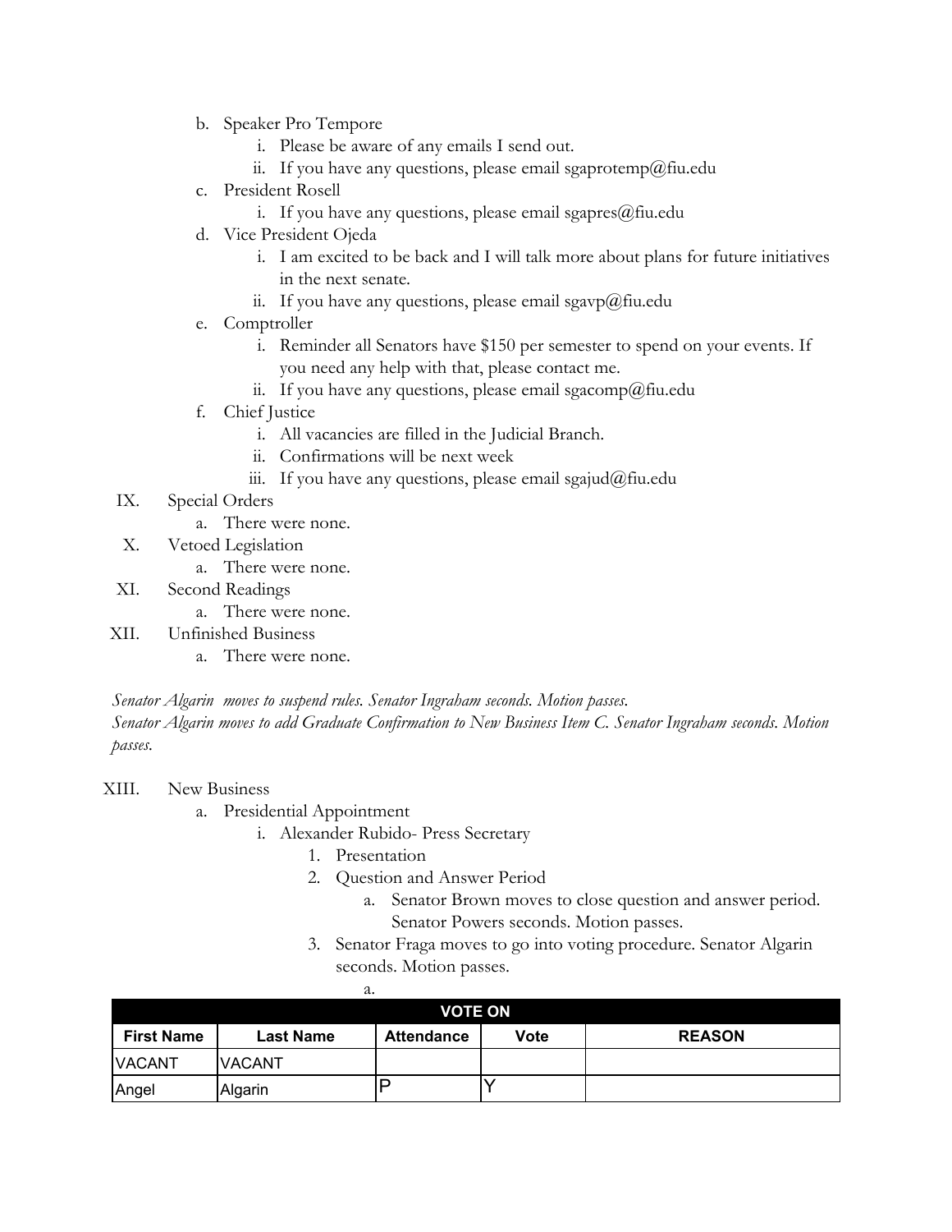b. Speaker Pro Tempore
    i. Please be aware of any emails I send out.
    ii. If you have any questions, please email sgaprotemp@fiu.edu
c. President Rosell
    i. If you have any questions, please email sgapres@fiu.edu
d. Vice President Ojeda
    i. I am excited to be back and I will talk more about plans for future initiatives in the next senate.
    ii. If you have any questions, please email sgavp@fiu.edu
e. Comptroller
    i. Reminder all Senators have $150 per semester to spend on your events. If you need any help with that, please contact me.
    ii. If you have any questions, please email sgacomp@fiu.edu
f. Chief Justice
    i. All vacancies are filled in the Judicial Branch.
    ii. Confirmations will be next week
    iii. If you have any questions, please email sgajud@fiu.edu

IX. Special Orders
    a. There were none.

X. Vetoed Legislation
    a. There were none.

XI. Second Readings
    a. There were none.

XII. Unfinished Business
    a. There were none.

*Senator Algarin moves to suspend rules. Senator Ingraham seconds. Motion passes.*
*Senator Algarin moves to add Graduate Confirmation to New Business Item C. Senator Ingraham seconds. Motion passes.*

XIII. New Business
    a. Presidential Appointment
        i. Alexander Rubido- Press Secretary
            1. Presentation
            2. Question and Answer Period
                a. Senator Brown moves to close question and answer period. Senator Powers seconds. Motion passes.
            3. Senator Fraga moves to go into voting procedure. Senator Algarin seconds. Motion passes.
                a.

| VOTE ON | | | | |
|---|---|---|---|---|
| **First Name** | **Last Name** | **Attendance** | **Vote** | **REASON** |
| VACANT | VACANT | | | |
| Angel | Algarin | P | Y | |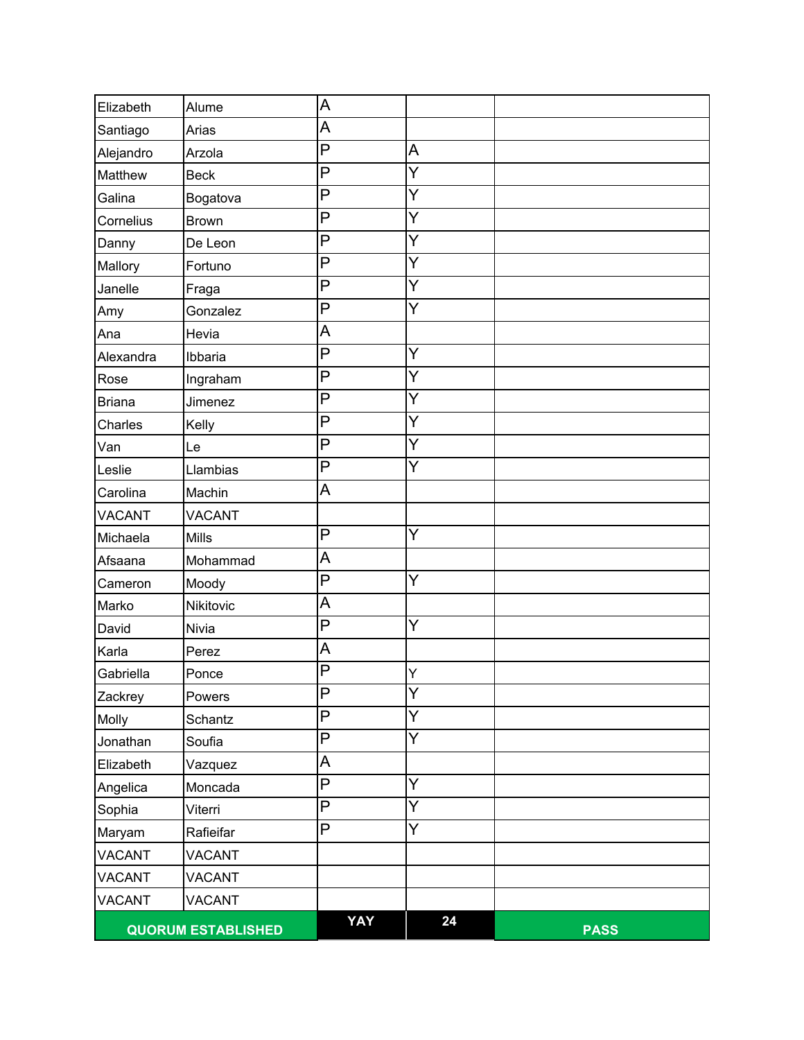| | | | | |
|---|---|---|---|---|
| Elizabeth | Alume | A | | |
| Santiago | Arias | A | | |
| Alejandro | Arzola | P | A | |
| Matthew | Beck | P | Y | |
| Galina | Bogatova | P | Y | |
| Cornelius | Brown | P | Y | |
| Danny | De Leon | P | Y | |
| Mallory | Fortuno | P | Y | |
| Janelle | Fraga | P | Y | |
| Amy | Gonzalez | P | Y | |
| Ana | Hevia | A | | |
| Alexandra | Ibbaria | P | Y | |
| Rose | Ingraham | P | Y | |
| Briana | Jimenez | P | Y | |
| Charles | Kelly | P | Y | |
| Van | Le | P | Y | |
| Leslie | Llambias | P | Y | |
| Carolina | Machin | A | | |
| VACANT | VACANT | | | |
| Michaela | Mills | P | Y | |
| Afsaana | Mohammad | A | | |
| Cameron | Moody | P | Y | |
| Marko | Nikitovic | A | | |
| David | Nivia | P | Y | |
| Karla | Perez | A | | |
| Gabriella | Ponce | P | Y | |
| Zackrey | Powers | P | Y | |
| Molly | Schantz | P | Y | |
| Jonathan | Soufia | P | Y | |
| Elizabeth | Vazquez | A | | |
| Angelica | Moncada | P | Y | |
| Sophia | Viterri | P | Y | |
| Maryam | Rafieifar | P | Y | |
| VACANT | VACANT | | | |
| VACANT | VACANT | | | |
| VACANT | VACANT | | | |
| **QUORUM ESTABLISHED** | | **YAY** | **24** | **PASS** |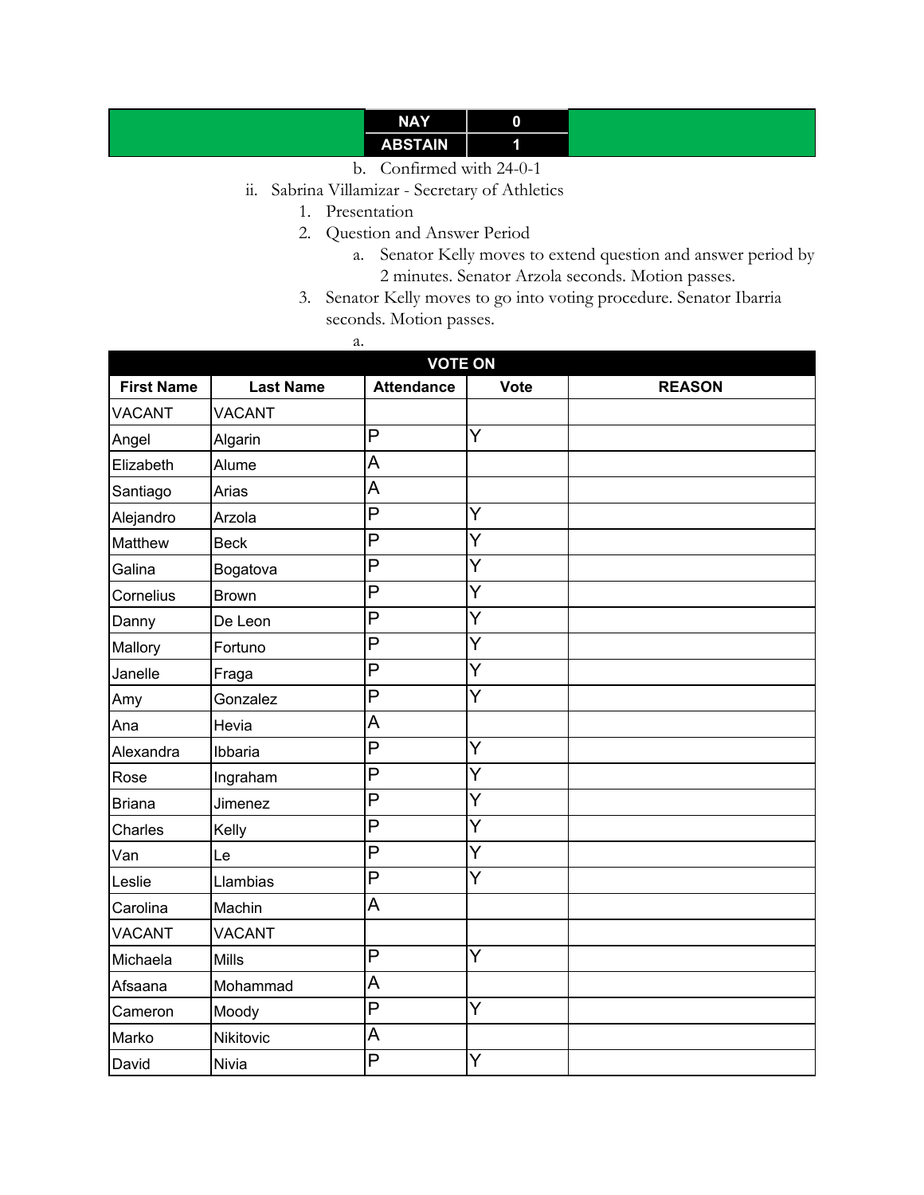| | NAY | 0 | |
|---|---|---|---|
| | ABSTAIN | 1 | |

b. Confirmed with 24-0-1

ii. Sabrina Villamizar - Secretary of Athletics

1. Presentation
2. Question and Answer Period
   a. Senator Kelly moves to extend question and answer period by 2 minutes. Senator Arzola seconds. Motion passes.
3. Senator Kelly moves to go into voting procedure. Senator Ibarria seconds. Motion passes.
   a.

| VOTE ON | | | | |
|---|---|---|---|---|
| **First Name** | **Last Name** | **Attendance** | **Vote** | **REASON** |
| VACANT | VACANT | | | |
| Angel | Algarin | P | Y | |
| Elizabeth | Alume | A | | |
| Santiago | Arias | A | | |
| Alejandro | Arzola | P | Y | |
| Matthew | Beck | P | Y | |
| Galina | Bogatova | P | Y | |
| Cornelius | Brown | P | Y | |
| Danny | De Leon | P | Y | |
| Mallory | Fortuno | P | Y | |
| Janelle | Fraga | P | Y | |
| Amy | Gonzalez | P | Y | |
| Ana | Hevia | A | | |
| Alexandra | Ibbaria | P | Y | |
| Rose | Ingraham | P | Y | |
| Briana | Jimenez | P | Y | |
| Charles | Kelly | P | Y | |
| Van | Le | P | Y | |
| Leslie | Llambias | P | Y | |
| Carolina | Machin | A | | |
| VACANT | VACANT | | | |
| Michaela | Mills | P | Y | |
| Afsaana | Mohammad | A | | |
| Cameron | Moody | P | Y | |
| Marko | Nikitovic | A | | |
| David | Nivia | P | Y | |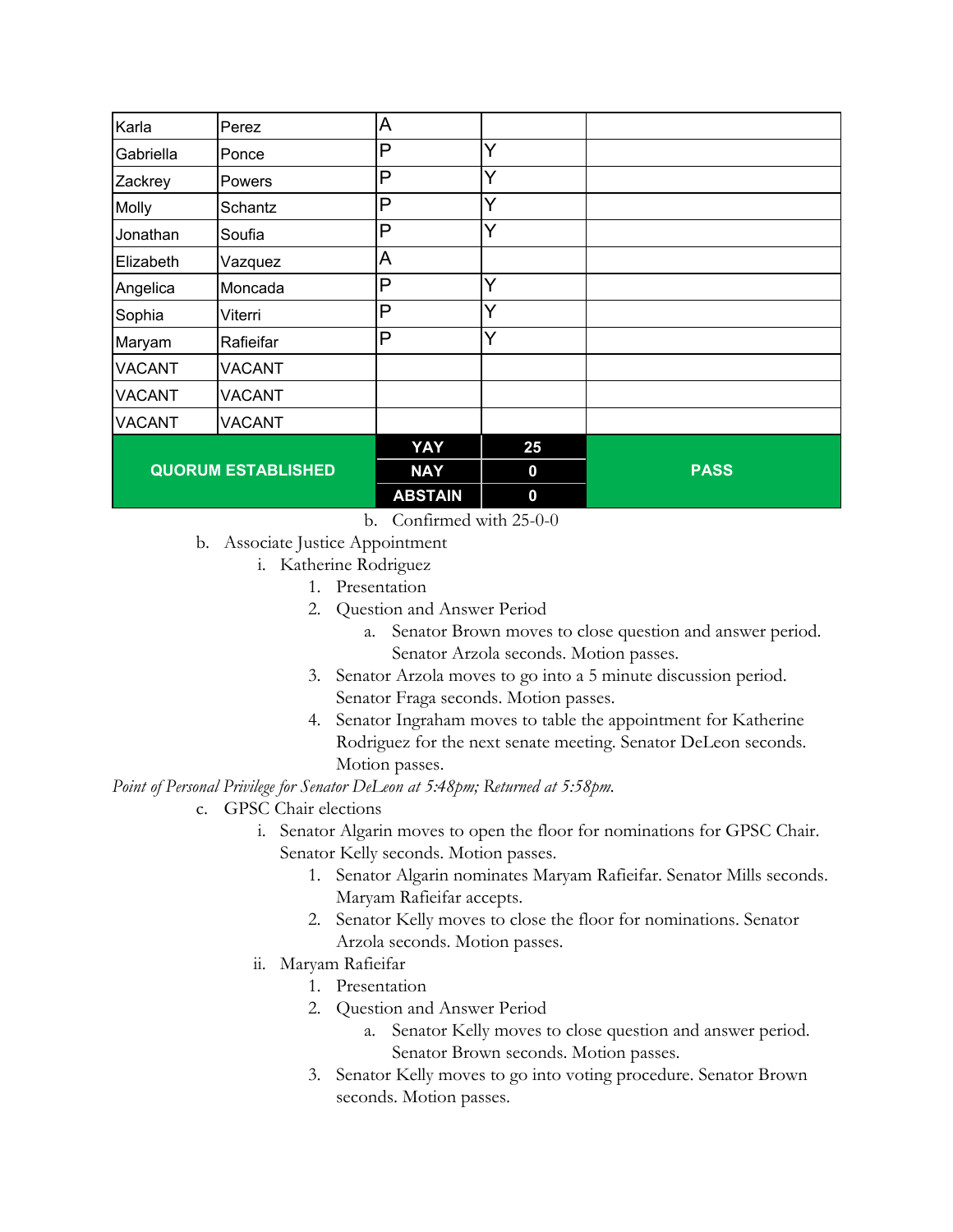| Karla | Perez | A | | |
|---|---|---|---|---|
| Gabriella | Ponce | P | Y | |
| Zackrey | Powers | P | Y | |
| Molly | Schantz | P | Y | |
| Jonathan | Soufia | P | Y | |
| Elizabeth | Vazquez | A | | |
| Angelica | Moncada | P | Y | |
| Sophia | Viterri | P | Y | |
| Maryam | Rafieifar | P | Y | |
| VACANT | VACANT | | | |
| VACANT | VACANT | | | |
| VACANT | VACANT | | | |
| **QUORUM ESTABLISHED** | | **YAY** | **25** | **PASS** |
| | | **NAY** | **0** | |
| | | **ABSTAIN** | **0** | |

b. Confirmed with 25-0-0

b. Associate Justice Appointment
   i. Katherine Rodriguez
      1. Presentation
      2. Question and Answer Period
         a. Senator Brown moves to close question and answer period. Senator Arzola seconds. Motion passes.
      3. Senator Arzola moves to go into a 5 minute discussion period. Senator Fraga seconds. Motion passes.
      4. Senator Ingraham moves to table the appointment for Katherine Rodriguez for the next senate meeting. Senator DeLeon seconds. Motion passes.

*Point of Personal Privilege for Senator DeLeon at 5:48pm; Returned at 5:58pm.*

c. GPSC Chair elections
   i. Senator Algarin moves to open the floor for nominations for GPSC Chair. Senator Kelly seconds. Motion passes.
      1. Senator Algarin nominates Maryam Rafieifar. Senator Mills seconds. Maryam Rafieifar accepts.
      2. Senator Kelly moves to close the floor for nominations. Senator Arzola seconds. Motion passes.
   ii. Maryam Rafieifar
      1. Presentation
      2. Question and Answer Period
         a. Senator Kelly moves to close question and answer period. Senator Brown seconds. Motion passes.
      3. Senator Kelly moves to go into voting procedure. Senator Brown seconds. Motion passes.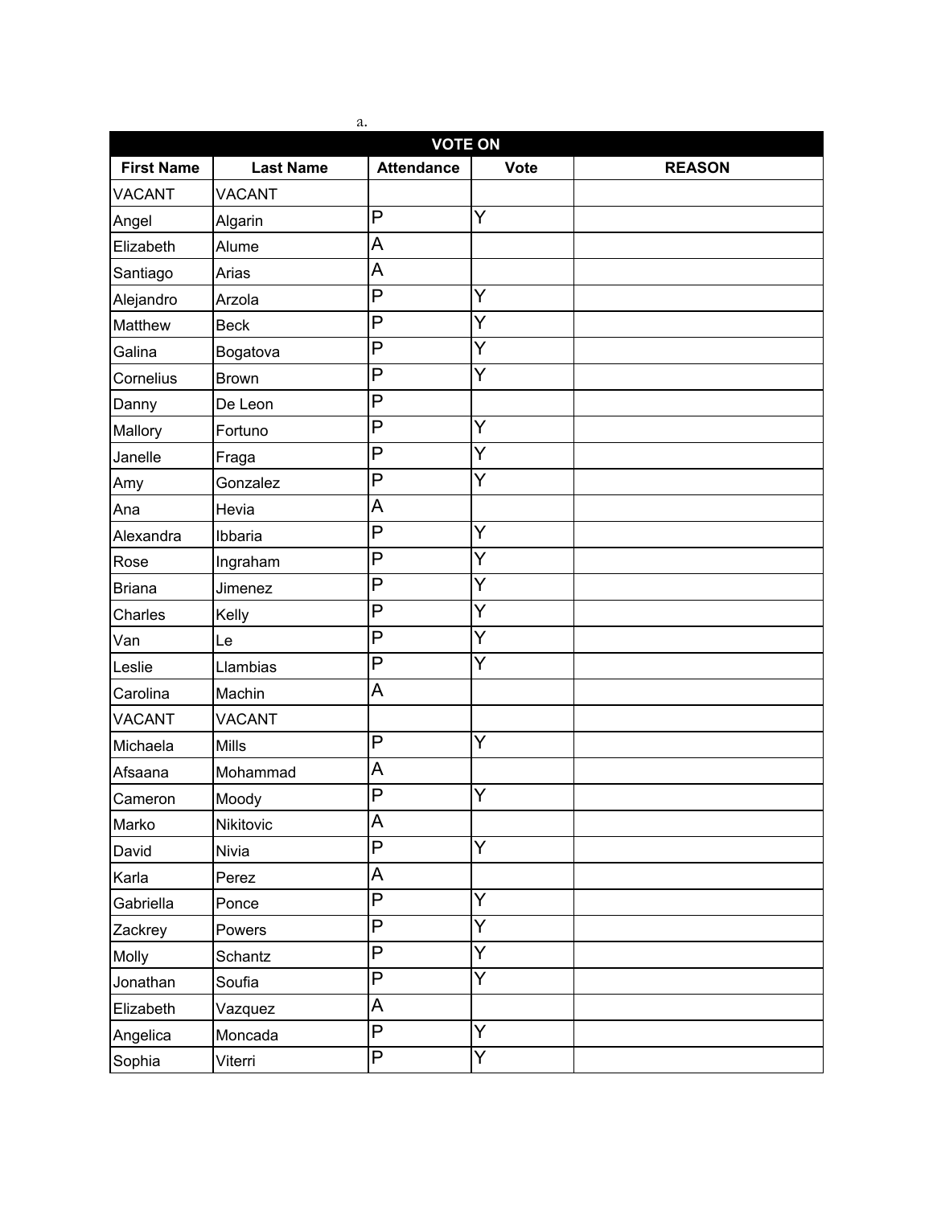a.

| VOTE ON | | | | |
|---|---|---|---|---|
| **First Name** | **Last Name** | **Attendance** | **Vote** | **REASON** |
| VACANT | VACANT | | | |
| Angel | Algarin | P | Y | |
| Elizabeth | Alume | A | | |
| Santiago | Arias | A | | |
| Alejandro | Arzola | P | Y | |
| Matthew | Beck | P | Y | |
| Galina | Bogatova | P | Y | |
| Cornelius | Brown | P | Y | |
| Danny | De Leon | P | | |
| Mallory | Fortuno | P | Y | |
| Janelle | Fraga | P | Y | |
| Amy | Gonzalez | P | Y | |
| Ana | Hevia | A | | |
| Alexandra | Ibbaria | P | Y | |
| Rose | Ingraham | P | Y | |
| Briana | Jimenez | P | Y | |
| Charles | Kelly | P | Y | |
| Van | Le | P | Y | |
| Leslie | Llambias | P | Y | |
| Carolina | Machin | A | | |
| VACANT | VACANT | | | |
| Michaela | Mills | P | Y | |
| Afsaana | Mohammad | A | | |
| Cameron | Moody | P | Y | |
| Marko | Nikitovic | A | | |
| David | Nivia | P | Y | |
| Karla | Perez | A | | |
| Gabriella | Ponce | P | Y | |
| Zackrey | Powers | P | Y | |
| Molly | Schantz | P | Y | |
| Jonathan | Soufia | P | Y | |
| Elizabeth | Vazquez | A | | |
| Angelica | Moncada | P | Y | |
| Sophia | Viterri | P | Y | |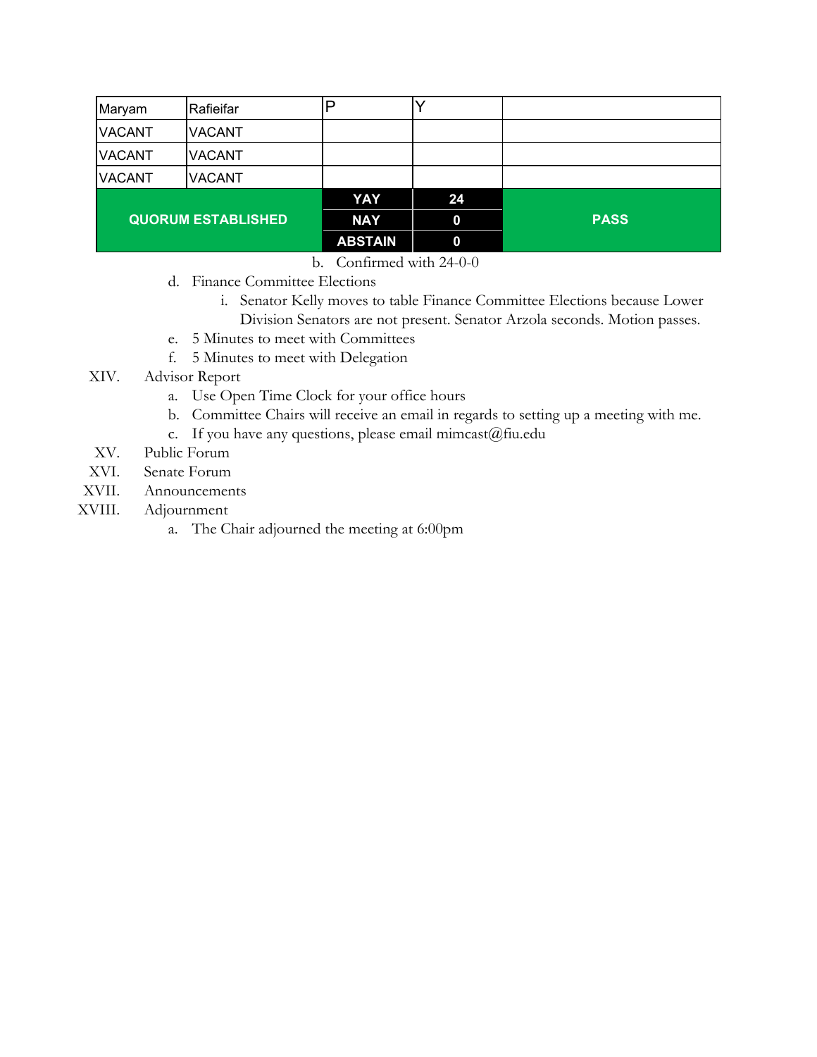| | | | | |
|---|---|---|---|---|
| Maryam | Rafieifar | P | Y | |
| VACANT | VACANT | | | |
| VACANT | VACANT | | | |
| VACANT | VACANT | | | |
| **QUORUM ESTABLISHED** | | **YAY** | **24** | **PASS** |
| | | **NAY** | **0** | |
| | | **ABSTAIN** | **0** | |

b. Confirmed with 24-0-0

d. Finance Committee Elections
   i. Senator Kelly moves to table Finance Committee Elections because Lower Division Senators are not present. Senator Arzola seconds. Motion passes.

e. 5 Minutes to meet with Committees

f. 5 Minutes to meet with Delegation

XIV. Advisor Report
   a. Use Open Time Clock for your office hours
   b. Committee Chairs will receive an email in regards to setting up a meeting with me.
   c. If you have any questions, please email mimcast@fiu.edu

XV. Public Forum

XVI. Senate Forum

XVII. Announcements

XVIII. Adjournment
   a. The Chair adjourned the meeting at 6:00pm